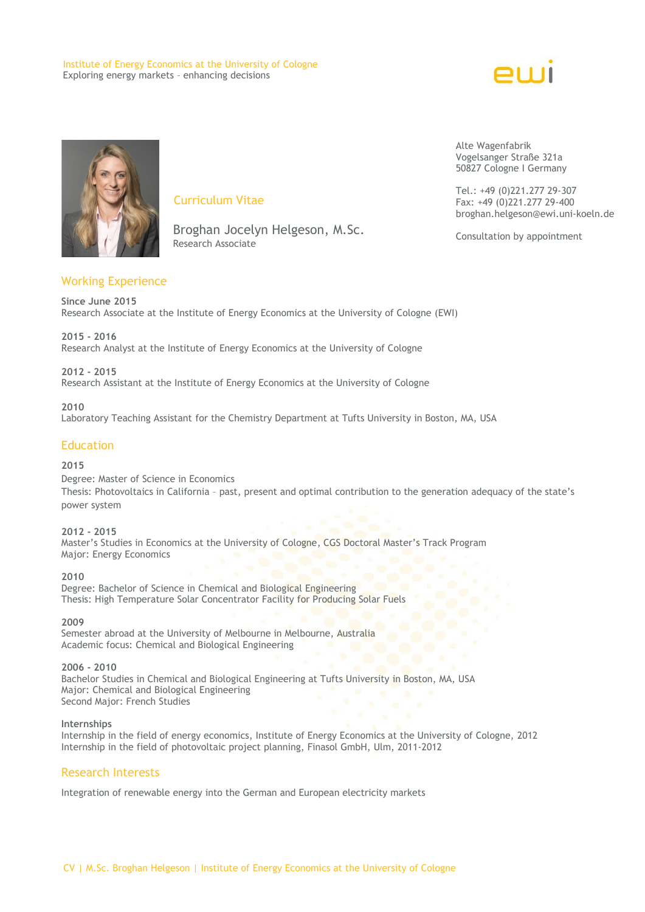Institute of Energy Economics at the University of Cologne
Exploring energy markets – enhancing decisions

ewi

Alte Wagenfabrik
Vogelsanger Straße 321a
50827 Cologne I Germany

Tel.: +49 (0)221.277 29-307
Fax: +49 (0)221.277 29-400
broghan.helgeson@ewi.uni-koeln.de

Consultation by appointment

# Curriculum Vitae

**Broghan Jocelyn Helgeson, M.Sc.**
Research Associate

## Working Experience

**Since June 2015**
Research Associate at the Institute of Energy Economics at the University of Cologne (EWI)

**2015 - 2016**
Research Analyst at the Institute of Energy Economics at the University of Cologne

**2012 - 2015**
Research Assistant at the Institute of Energy Economics at the University of Cologne

**2010**
Laboratory Teaching Assistant for the Chemistry Department at Tufts University in Boston, MA, USA

## Education

**2015**
Degree: Master of Science in Economics
Thesis: Photovoltaics in California – past, present and optimal contribution to the generation adequacy of the state's power system

**2012 - 2015**
Master's Studies in Economics at the University of Cologne, CGS Doctoral Master's Track Program
Major: Energy Economics

**2010**
Degree: Bachelor of Science in Chemical and Biological Engineering
Thesis: High Temperature Solar Concentrator Facility for Producing Solar Fuels

**2009**
Semester abroad at the University of Melbourne in Melbourne, Australia
Academic focus: Chemical and Biological Engineering

**2006 - 2010**
Bachelor Studies in Chemical and Biological Engineering at Tufts University in Boston, MA, USA
Major: Chemical and Biological Engineering
Second Major: French Studies

**Internships**
Internship in the field of energy economics, Institute of Energy Economics at the University of Cologne, 2012
Internship in the field of photovoltaic project planning, Finasol GmbH, Ulm, 2011-2012

## Research Interests

Integration of renewable energy into the German and European electricity markets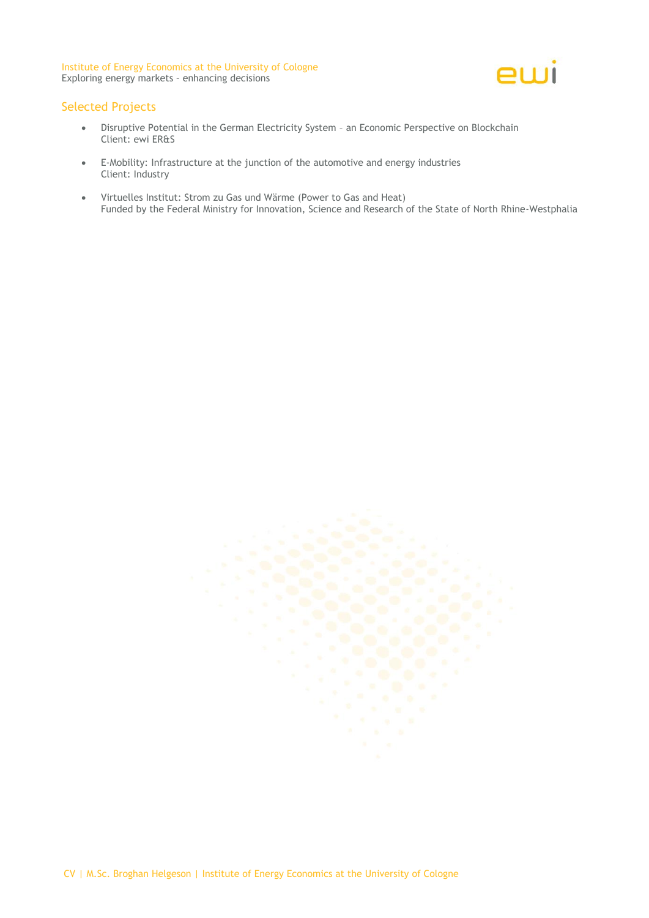## Selected Projects

- Disruptive Potential in the German Electricity System – an Economic Perspective on Blockchain
  Client: ewi ER&S

- E-Mobility: Infrastructure at the junction of the automotive and energy industries
  Client: Industry

- Virtuelles Institut: Strom zu Gas und Wärme (Power to Gas and Heat)
  Funded by the Federal Ministry for Innovation, Science and Research of the State of North Rhine-Westphalia